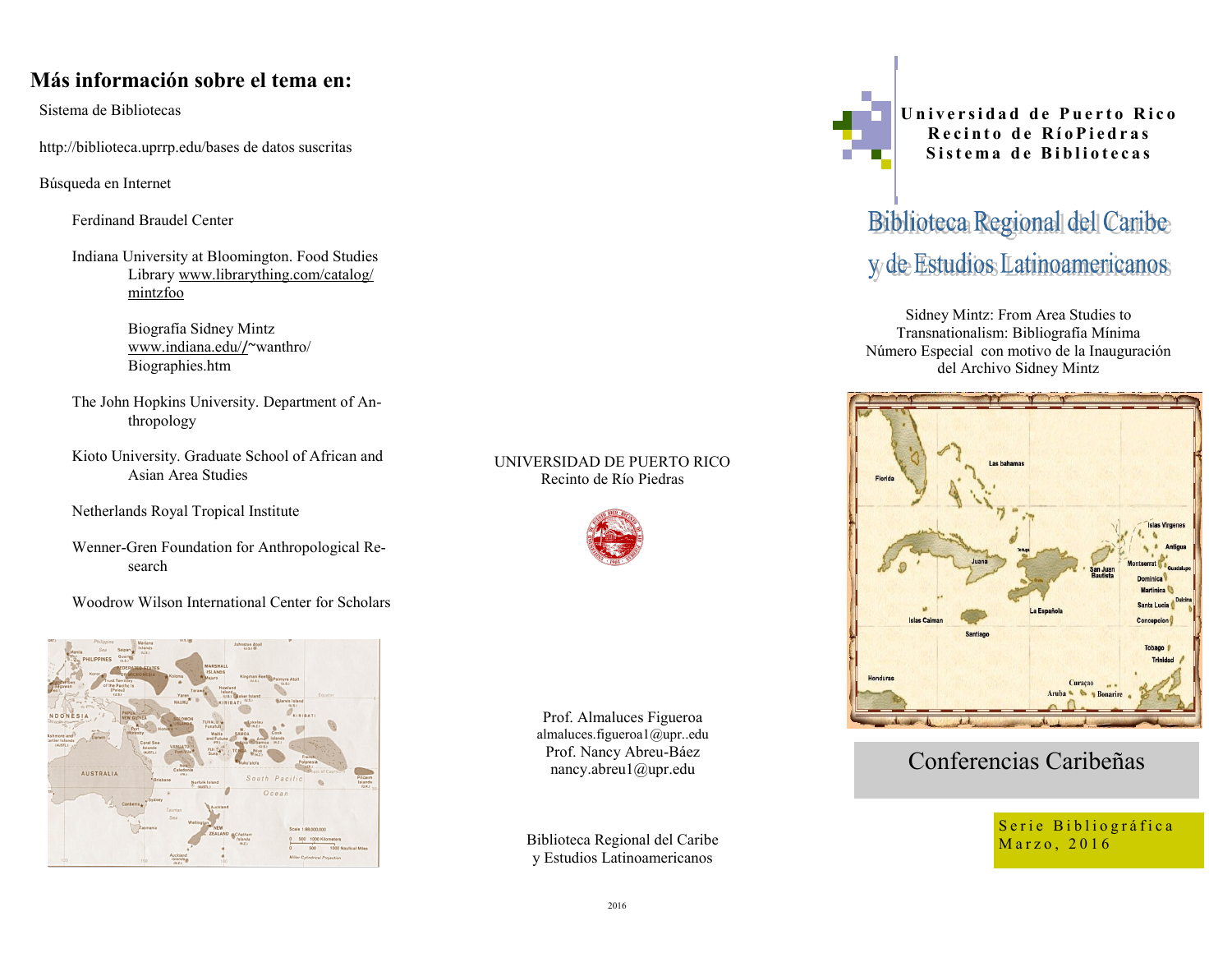## Más información sobre el tema en:

Sistema de Bibliotecas

http://biblioteca.uprrp.edu/bases de datos suscritas

Búsqueda en Internet

- Ferdinand Braudel Center
- Indiana University at Bloomington. Food Studies Library www.librarything.com/catalog/mintzfoo
  - Biografía Sidney Mintz www.indiana.edu//~wanthro/Biographies.htm
- The John Hopkins University. Department of Anthropology
- Kioto University. Graduate School of African and Asian Area Studies
- Netherlands Royal Tropical Institute
- Wenner-Gren Foundation for Anthropological Research
- Woodrow Wilson International Center for Scholars

UNIVERSIDAD DE PUERTO RICO
Recinto de Río Piedras

Prof. Almaluces Figueroa
almaluces.figueroa1@upr..edu
Prof. Nancy Abreu-Báez
nancy.abreu1@upr.edu

Biblioteca Regional del Caribe
y Estudios Latinoamericanos

2016

**Universidad de Puerto Rico**
**Recinto de RíoPiedras**
**Sistema de Bibliotecas**

# Biblioteca Regional del Caribe y de Estudios Latinoamericanos

Sidney Mintz: From Area Studies to Transnationalism: Bibliografía Mínima
Número Especial con motivo de la Inauguración del Archivo Sidney Mintz

## Conferencias Caribeñas

Serie Bibliográfica
Marzo, 2016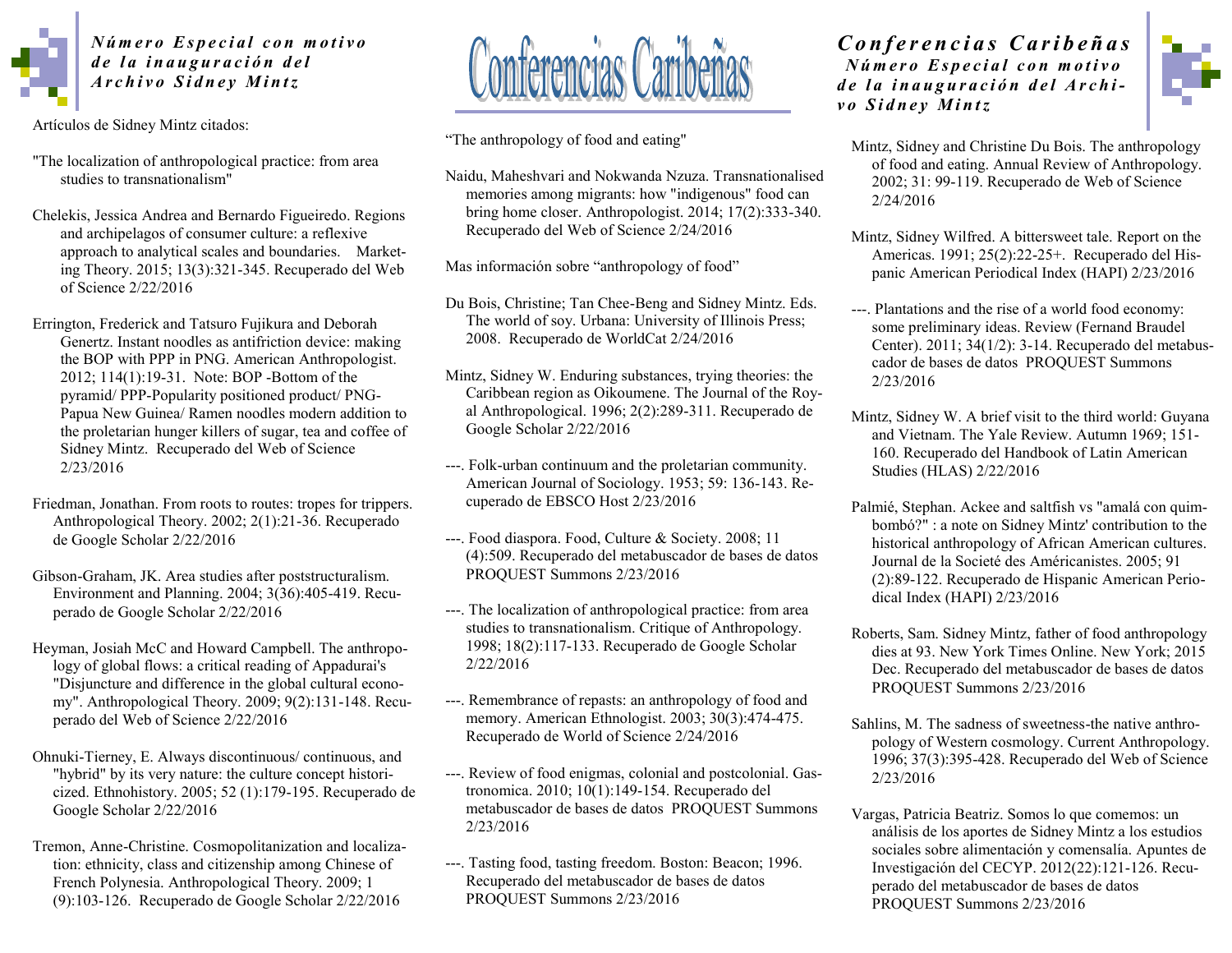Artículos de Sidney Mintz citados:

"The localization of anthropological practice: from area studies to transnationalism"

Chelekis, Jessica Andrea and Bernardo Figueiredo. Regions and archipelagos of consumer culture: a reflexive approach to analytical scales and boundaries. Marketing Theory. 2015; 13(3):321-345. Recuperado del Web of Science 2/22/2016

Errington, Frederick and Tatsuro Fujikura and Deborah Genertz. Instant noodles as antifriction device: making the BOP with PPP in PNG. American Anthropologist. 2012; 114(1):19-31. Note: BOP -Bottom of the pyramid/ PPP-Popularity positioned product/ PNG-Papua New Guinea/ Ramen noodles modern addition to the proletarian hunger killers of sugar, tea and coffee of Sidney Mintz. Recuperado del Web of Science 2/23/2016

Friedman, Jonathan. From roots to routes: tropes for trippers. Anthropological Theory. 2002; 2(1):21-36. Recuperado de Google Scholar 2/22/2016

Gibson-Graham, JK. Area studies after poststructuralism. Environment and Planning. 2004; 3(36):405-419. Recuperado de Google Scholar 2/22/2016

Heyman, Josiah McC and Howard Campbell. The anthropology of global flows: a critical reading of Appadurai's "Disjuncture and difference in the global cultural economy". Anthropological Theory. 2009; 9(2):131-148. Recuperado del Web of Science 2/22/2016

Ohnuki-Tierney, E. Always discontinuous/ continuous, and "hybrid" by its very nature: the culture concept historicized. Ethnohistory. 2005; 52 (1):179-195. Recuperado de Google Scholar 2/22/2016

Tremon, Anne-Christine. Cosmopolitanization and localization: ethnicity, class and citizenship among Chinese of French Polynesia. Anthropological Theory. 2009; 1 (9):103-126. Recuperado de Google Scholar 2/22/2016

"The anthropology of food and eating"

Naidu, Maheshvari and Nokwanda Nzuza. Transnationalised memories among migrants: how "indigenous" food can bring home closer. Anthropologist. 2014; 17(2):333-340. Recuperado del Web of Science 2/24/2016

Mas información sobre "anthropology of food"

Du Bois, Christine; Tan Chee-Beng and Sidney Mintz. Eds. The world of soy. Urbana: University of Illinois Press; 2008. Recuperado de WorldCat 2/24/2016

Mintz, Sidney W. Enduring substances, trying theories: the Caribbean region as Oikoumene. The Journal of the Royal Anthropological. 1996; 2(2):289-311. Recuperado de Google Scholar 2/22/2016

---. Folk-urban continuum and the proletarian community. American Journal of Sociology. 1953; 59: 136-143. Recuperado de EBSCO Host 2/23/2016

---. Food diaspora. Food, Culture & Society. 2008; 11 (4):509. Recuperado del metabuscador de bases de datos PROQUEST Summons 2/23/2016

---. The localization of anthropological practice: from area studies to transnationalism. Critique of Anthropology. 1998; 18(2):117-133. Recuperado de Google Scholar 2/22/2016

---. Remembrance of repasts: an anthropology of food and memory. American Ethnologist. 2003; 30(3):474-475. Recuperado de World of Science 2/24/2016

---. Review of food enigmas, colonial and postcolonial. Gastronomica. 2010; 10(1):149-154. Recuperado del metabuscador de bases de datos PROQUEST Summons 2/23/2016

---. Tasting food, tasting freedom. Boston: Beacon; 1996. Recuperado del metabuscador de bases de datos PROQUEST Summons 2/23/2016

Mintz, Sidney and Christine Du Bois. The anthropology of food and eating. Annual Review of Anthropology. 2002; 31: 99-119. Recuperado de Web of Science 2/24/2016

Mintz, Sidney Wilfred. A bittersweet tale. Report on the Americas. 1991; 25(2):22-25+. Recuperado del Hispanic American Periodical Index (HAPI) 2/23/2016

---. Plantations and the rise of a world food economy: some preliminary ideas. Review (Fernand Braudel Center). 2011; 34(1/2): 3-14. Recuperado del metabuscador de bases de datos PROQUEST Summons 2/23/2016

Mintz, Sidney W. A brief visit to the third world: Guyana and Vietnam. The Yale Review. Autumn 1969; 151-160. Recuperado del Handbook of Latin American Studies (HLAS) 2/22/2016

Palmié, Stephan. Ackee and saltfish vs "amalá con quimbombó?" : a note on Sidney Mintz' contribution to the historical anthropology of African American cultures. Journal de la Societé des Américanistes. 2005; 91 (2):89-122. Recuperado de Hispanic American Periodical Index (HAPI) 2/23/2016

Roberts, Sam. Sidney Mintz, father of food anthropology dies at 93. New York Times Online. New York; 2015 Dec. Recuperado del metabuscador de bases de datos PROQUEST Summons 2/23/2016

Sahlins, M. The sadness of sweetness-the native anthropology of Western cosmology. Current Anthropology. 1996; 37(3):395-428. Recuperado del Web of Science 2/23/2016

Vargas, Patricia Beatriz. Somos lo que comemos: un análisis de los aportes de Sidney Mintz a los estudios sociales sobre alimentación y comensalía. Apuntes de Investigación del CECYP. 2012(22):121-126. Recuperado del metabuscador de bases de datos PROQUEST Summons 2/23/2016